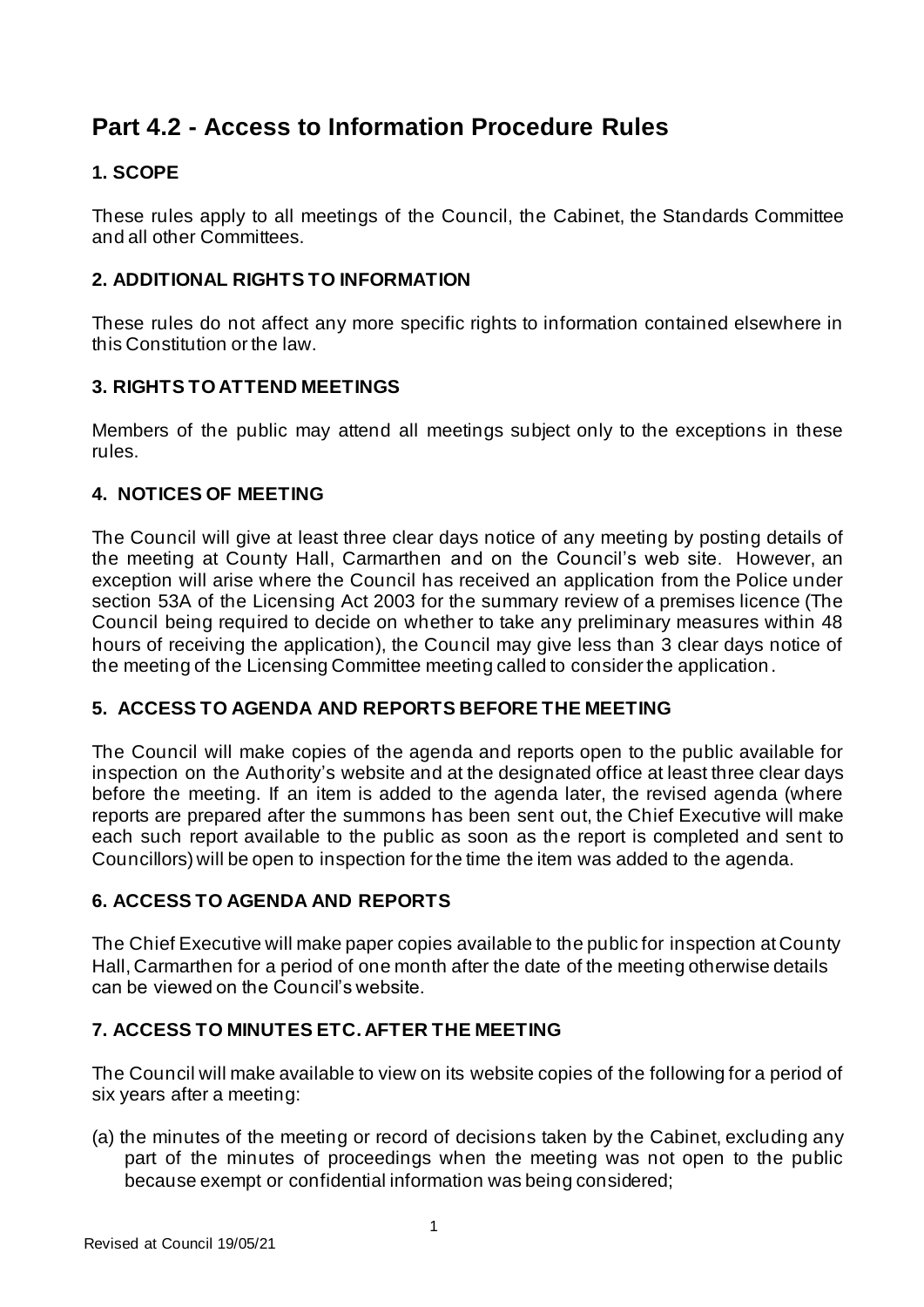# Part 4.2 - Access to Information Procedure Rules

## 1. SCOPE

These rules apply to all meetings of the Council, the Cabinet, the Standards Committee and all other Committees.

## 2. ADDITIONAL RIGHTS TO INFORMATION

These rules do not affect any more specific rights to information contained elsewhere in this Constitution or the law.

## 3. RIGHTS TO ATTEND MEETINGS

Members of the public may attend all meetings subject only to the exceptions in these rules.

## 4. NOTICES OF MEETING

The Council will give at least three clear days notice of any meeting by posting details of the meeting at County Hall, Carmarthen and on the Council's web site. However, an exception will arise where the Council has received an application from the Police under section 53A of the Licensing Act 2003 for the summary review of a premises licence (The Council being required to decide on whether to take any preliminary measures within 48 hours of receiving the application), the Council may give less than 3 clear days notice of the meeting of the Licensing Committee meeting called to consider the application.

## 5. ACCESS TO AGENDA AND REPORTS BEFORE THE MEETING

The Council will make copies of the agenda and reports open to the public available for inspection on the Authority's website and at the designated office at least three clear days before the meeting. If an item is added to the agenda later, the revised agenda (where reports are prepared after the summons has been sent out, the Chief Executive will make each such report available to the public as soon as the report is completed and sent to Councillors) will be open to inspection for the time the item was added to the agenda.

## 6. ACCESS TO AGENDA AND REPORTS

The Chief Executive will make paper copies available to the public for inspection at County Hall, Carmarthen for a period of one month after the date of the meeting otherwise details can be viewed on the Council's website.

## 7. ACCESS TO MINUTES ETC. AFTER THE MEETING

The Council will make available to view on its website copies of the following for a period of six years after a meeting:

(a) the minutes of the meeting or record of decisions taken by the Cabinet, excluding any part of the minutes of proceedings when the meeting was not open to the public because exempt or confidential information was being considered;

Revised at Council 19/05/21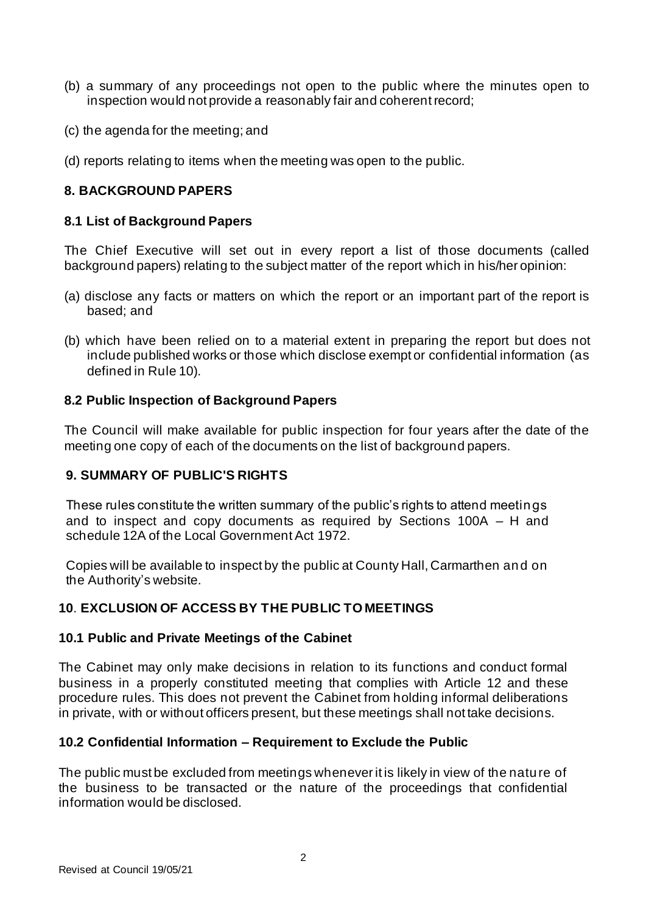(b) a summary of any proceedings not open to the public where the minutes open to inspection would not provide a reasonably fair and coherent record;

(c) the agenda for the meeting; and

(d) reports relating to items when the meeting was open to the public.

## 8. BACKGROUND PAPERS

### 8.1 List of Background Papers

The Chief Executive will set out in every report a list of those documents (called background papers) relating to the subject matter of the report which in his/her opinion:

(a) disclose any facts or matters on which the report or an important part of the report is based; and

(b) which have been relied on to a material extent in preparing the report but does not include published works or those which disclose exempt or confidential information (as defined in Rule 10).

### 8.2 Public Inspection of Background Papers

The Council will make available for public inspection for four years after the date of the meeting one copy of each of the documents on the list of background papers.

## 9. SUMMARY OF PUBLIC'S RIGHTS

These rules constitute the written summary of the public's rights to attend meetings and to inspect and copy documents as required by Sections 100A – H and schedule 12A of the Local Government Act 1972.

Copies will be available to inspect by the public at County Hall, Carmarthen and on the Authority's website.

## 10. EXCLUSION OF ACCESS BY THE PUBLIC TO MEETINGS

### 10.1 Public and Private Meetings of the Cabinet

The Cabinet may only make decisions in relation to its functions and conduct formal business in a properly constituted meeting that complies with Article 12 and these procedure rules. This does not prevent the Cabinet from holding informal deliberations in private, with or without officers present, but these meetings shall not take decisions.

### 10.2 Confidential Information – Requirement to Exclude the Public

The public must be excluded from meetings whenever it is likely in view of the nature of the business to be transacted or the nature of the proceedings that confidential information would be disclosed.

Revised at Council 19/05/21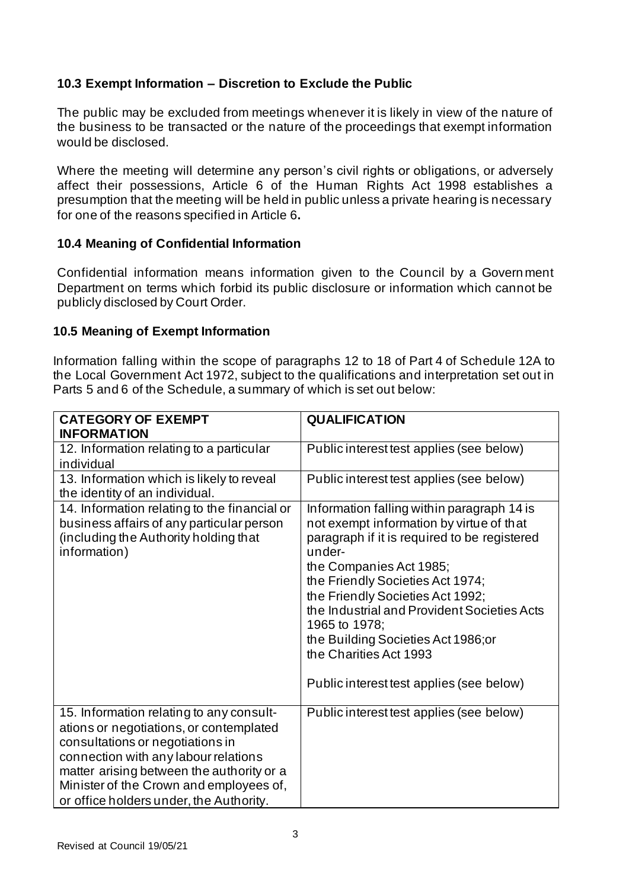### 10.3 Exempt Information – Discretion to Exclude the Public

The public may be excluded from meetings whenever it is likely in view of the nature of the business to be transacted or the nature of the proceedings that exempt information would be disclosed.

Where the meeting will determine any person's civil rights or obligations, or adversely affect their possessions, Article 6 of the Human Rights Act 1998 establishes a presumption that the meeting will be held in public unless a private hearing is necessary for one of the reasons specified in Article 6**.**

### 10.4 Meaning of Confidential Information

Confidential information means information given to the Council by a Government Department on terms which forbid its public disclosure or information which cannot be publicly disclosed by Court Order.

### 10.5 Meaning of Exempt Information

Information falling within the scope of paragraphs 12 to 18 of Part 4 of Schedule 12A to the Local Government Act 1972, subject to the qualifications and interpretation set out in Parts 5 and 6 of the Schedule, a summary of which is set out below:

| CATEGORY OF EXEMPT INFORMATION | QUALIFICATION |
|---|---|
| 12. Information relating to a particular individual | Public interest test applies (see below) |
| 13. Information which is likely to reveal the identity of an individual. | Public interest test applies (see below) |
| 14. Information relating to the financial or business affairs of any particular person (including the Authority holding that information) | Information falling within paragraph 14 is not exempt information by virtue of that paragraph if it is required to be registered under-<br>the Companies Act 1985;<br>the Friendly Societies Act 1974;<br>the Friendly Societies Act 1992;<br>the Industrial and Provident Societies Acts 1965 to 1978;<br>the Building Societies Act 1986;or<br>the Charities Act 1993<br><br>Public interest test applies (see below) |
| 15. Information relating to any consultations or negotiations, or contemplated consultations or negotiations in connection with any labour relations matter arising between the authority or a Minister of the Crown and employees of, or office holders under, the Authority. | Public interest test applies (see below) |

Revised at Council 19/05/21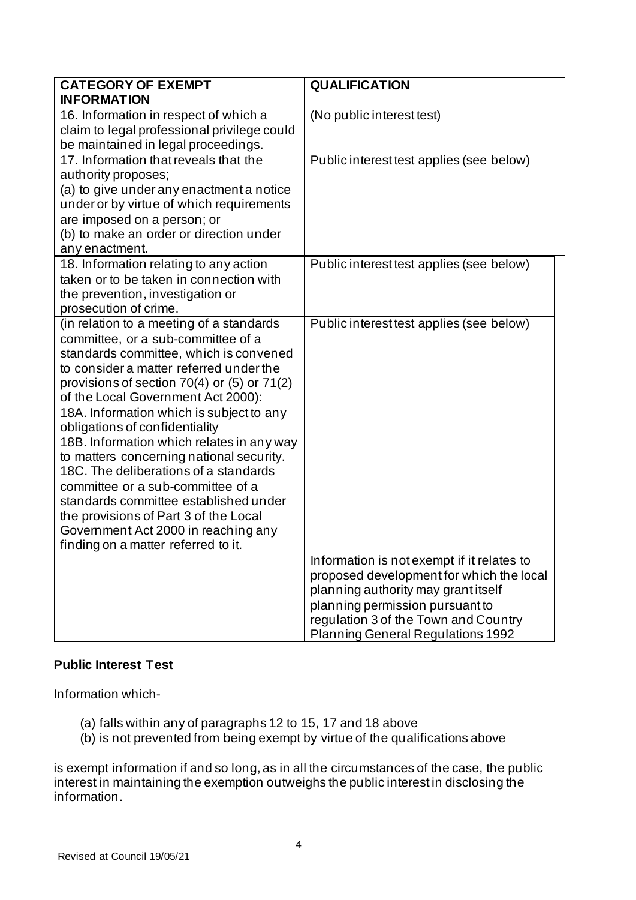| CATEGORY OF EXEMPT INFORMATION | QUALIFICATION |
|---|---|
| 16. Information in respect of which a claim to legal professional privilege could be maintained in legal proceedings. | (No public interest test) |
| 17. Information that reveals that the authority proposes;<br>(a) to give under any enactment a notice under or by virtue of which requirements are imposed on a person; or<br>(b) to make an order or direction under any enactment. | Public interest test applies (see below) |
| 18. Information relating to any action taken or to be taken in connection with the prevention, investigation or prosecution of crime. | Public interest test applies (see below) |
| (in relation to a meeting of a standards committee, or a sub-committee of a standards committee, which is convened to consider a matter referred under the provisions of section 70(4) or (5) or 71(2) of the Local Government Act 2000):<br>18A. Information which is subject to any obligations of confidentiality<br>18B. Information which relates in any way to matters concerning national security.<br>18C. The deliberations of a standards committee or a sub-committee of a standards committee established under the provisions of Part 3 of the Local Government Act 2000 in reaching any finding on a matter referred to it. | Public interest test applies (see below) |
| | Information is not exempt if it relates to proposed development for which the local planning authority may grant itself planning permission pursuant to regulation 3 of the Town and Country Planning General Regulations 1992 |

**Public Interest Test**

Information which-

(a) falls within any of paragraphs 12 to 15, 17 and 18 above
(b) is not prevented from being exempt by virtue of the qualifications above

is exempt information if and so long, as in all the circumstances of the case, the public interest in maintaining the exemption outweighs the public interest in disclosing the information.

Revised at Council 19/05/21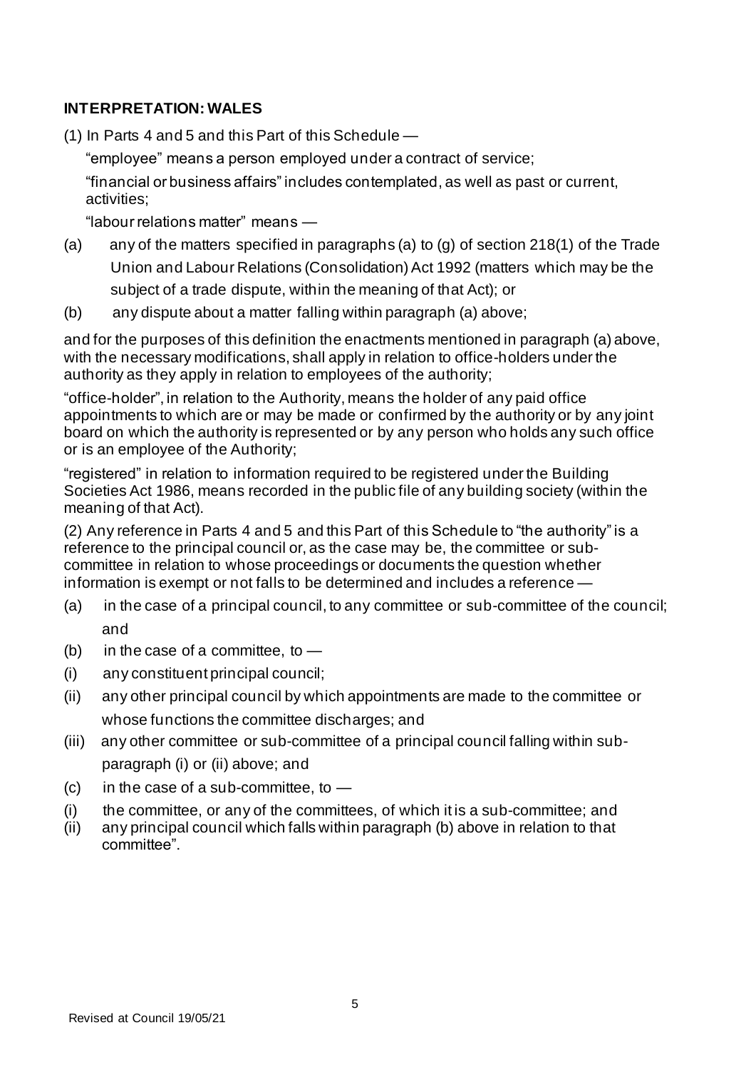## INTERPRETATION: WALES

(1) In Parts 4 and 5 and this Part of this Schedule —

"employee" means a person employed under a contract of service;

"financial or business affairs" includes contemplated, as well as past or current, activities;

"labour relations matter" means —

(a) any of the matters specified in paragraphs (a) to (g) of section 218(1) of the Trade Union and Labour Relations (Consolidation) Act 1992 (matters which may be the subject of a trade dispute, within the meaning of that Act); or

(b) any dispute about a matter falling within paragraph (a) above;

and for the purposes of this definition the enactments mentioned in paragraph (a) above, with the necessary modifications, shall apply in relation to office-holders under the authority as they apply in relation to employees of the authority;

"office-holder", in relation to the Authority, means the holder of any paid office appointments to which are or may be made or confirmed by the authority or by any joint board on which the authority is represented or by any person who holds any such office or is an employee of the Authority;

"registered" in relation to information required to be registered under the Building Societies Act 1986, means recorded in the public file of any building society (within the meaning of that Act).

(2) Any reference in Parts 4 and 5 and this Part of this Schedule to "the authority" is a reference to the principal council or, as the case may be, the committee or sub-committee in relation to whose proceedings or documents the question whether information is exempt or not falls to be determined and includes a reference —

(a) in the case of a principal council, to any committee or sub-committee of the council; and

(b) in the case of a committee, to —

(i) any constituent principal council;

(ii) any other principal council by which appointments are made to the committee or whose functions the committee discharges; and

(iii) any other committee or sub-committee of a principal council falling within sub-paragraph (i) or (ii) above; and

(c) in the case of a sub-committee, to —

(i) the committee, or any of the committees, of which it is a sub-committee; and

(ii) any principal council which falls within paragraph (b) above in relation to that committee".

Revised at Council 19/05/21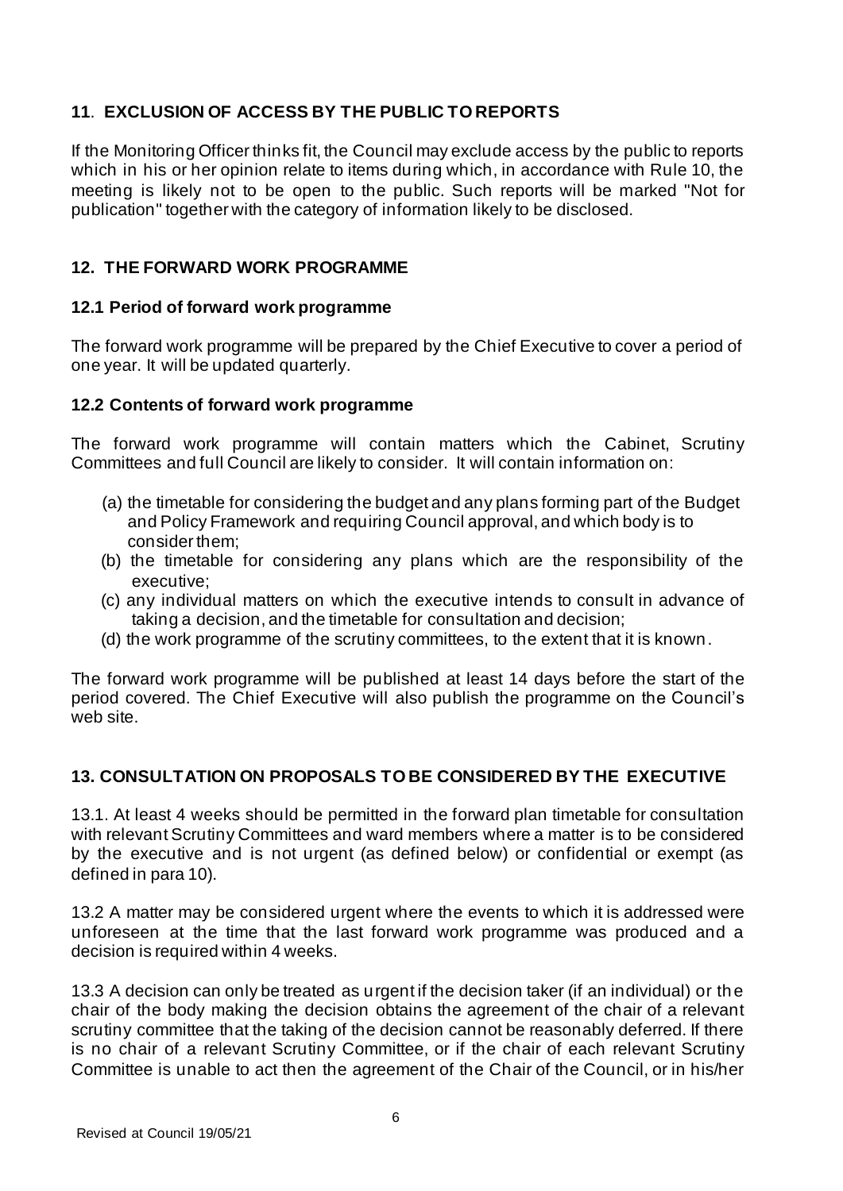## 11. EXCLUSION OF ACCESS BY THE PUBLIC TO REPORTS

If the Monitoring Officer thinks fit, the Council may exclude access by the public to reports which in his or her opinion relate to items during which, in accordance with Rule 10, the meeting is likely not to be open to the public. Such reports will be marked "Not for publication" together with the category of information likely to be disclosed.

## 12. THE FORWARD WORK PROGRAMME

### 12.1 Period of forward work programme

The forward work programme will be prepared by the Chief Executive to cover a period of one year. It will be updated quarterly.

### 12.2 Contents of forward work programme

The forward work programme will contain matters which the Cabinet, Scrutiny Committees and full Council are likely to consider. It will contain information on:

(a) the timetable for considering the budget and any plans forming part of the Budget and Policy Framework and requiring Council approval, and which body is to consider them;
(b) the timetable for considering any plans which are the responsibility of the executive;
(c) any individual matters on which the executive intends to consult in advance of taking a decision, and the timetable for consultation and decision;
(d) the work programme of the scrutiny committees, to the extent that it is known.

The forward work programme will be published at least 14 days before the start of the period covered. The Chief Executive will also publish the programme on the Council's web site.

## 13. CONSULTATION ON PROPOSALS TO BE CONSIDERED BY THE EXECUTIVE

13.1. At least 4 weeks should be permitted in the forward plan timetable for consultation with relevant Scrutiny Committees and ward members where a matter is to be considered by the executive and is not urgent (as defined below) or confidential or exempt (as defined in para 10).

13.2 A matter may be considered urgent where the events to which it is addressed were unforeseen at the time that the last forward work programme was produced and a decision is required within 4 weeks.

13.3 A decision can only be treated as urgent if the decision taker (if an individual) or the chair of the body making the decision obtains the agreement of the chair of a relevant scrutiny committee that the taking of the decision cannot be reasonably deferred. If there is no chair of a relevant Scrutiny Committee, or if the chair of each relevant Scrutiny Committee is unable to act then the agreement of the Chair of the Council, or in his/her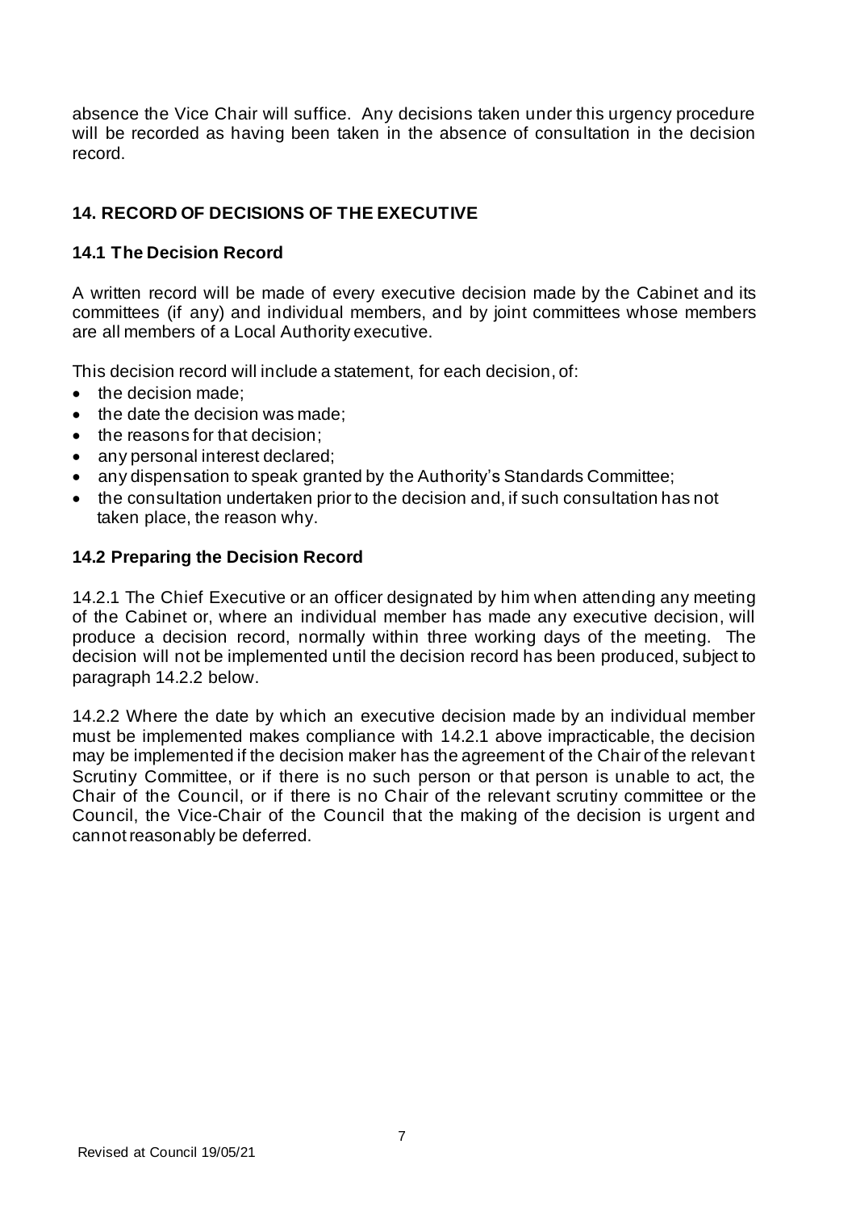absence the Vice Chair will suffice. Any decisions taken under this urgency procedure will be recorded as having been taken in the absence of consultation in the decision record.

## 14. RECORD OF DECISIONS OF THE EXECUTIVE

### 14.1 The Decision Record

A written record will be made of every executive decision made by the Cabinet and its committees (if any) and individual members, and by joint committees whose members are all members of a Local Authority executive.

This decision record will include a statement, for each decision, of:

- the decision made;
- the date the decision was made;
- the reasons for that decision;
- any personal interest declared;
- any dispensation to speak granted by the Authority's Standards Committee;
- the consultation undertaken prior to the decision and, if such consultation has not taken place, the reason why.

### 14.2 Preparing the Decision Record

14.2.1 The Chief Executive or an officer designated by him when attending any meeting of the Cabinet or, where an individual member has made any executive decision, will produce a decision record, normally within three working days of the meeting. The decision will not be implemented until the decision record has been produced, subject to paragraph 14.2.2 below.

14.2.2 Where the date by which an executive decision made by an individual member must be implemented makes compliance with 14.2.1 above impracticable, the decision may be implemented if the decision maker has the agreement of the Chair of the relevant Scrutiny Committee, or if there is no such person or that person is unable to act, the Chair of the Council, or if there is no Chair of the relevant scrutiny committee or the Council, the Vice-Chair of the Council that the making of the decision is urgent and cannot reasonably be deferred.

Revised at Council 19/05/21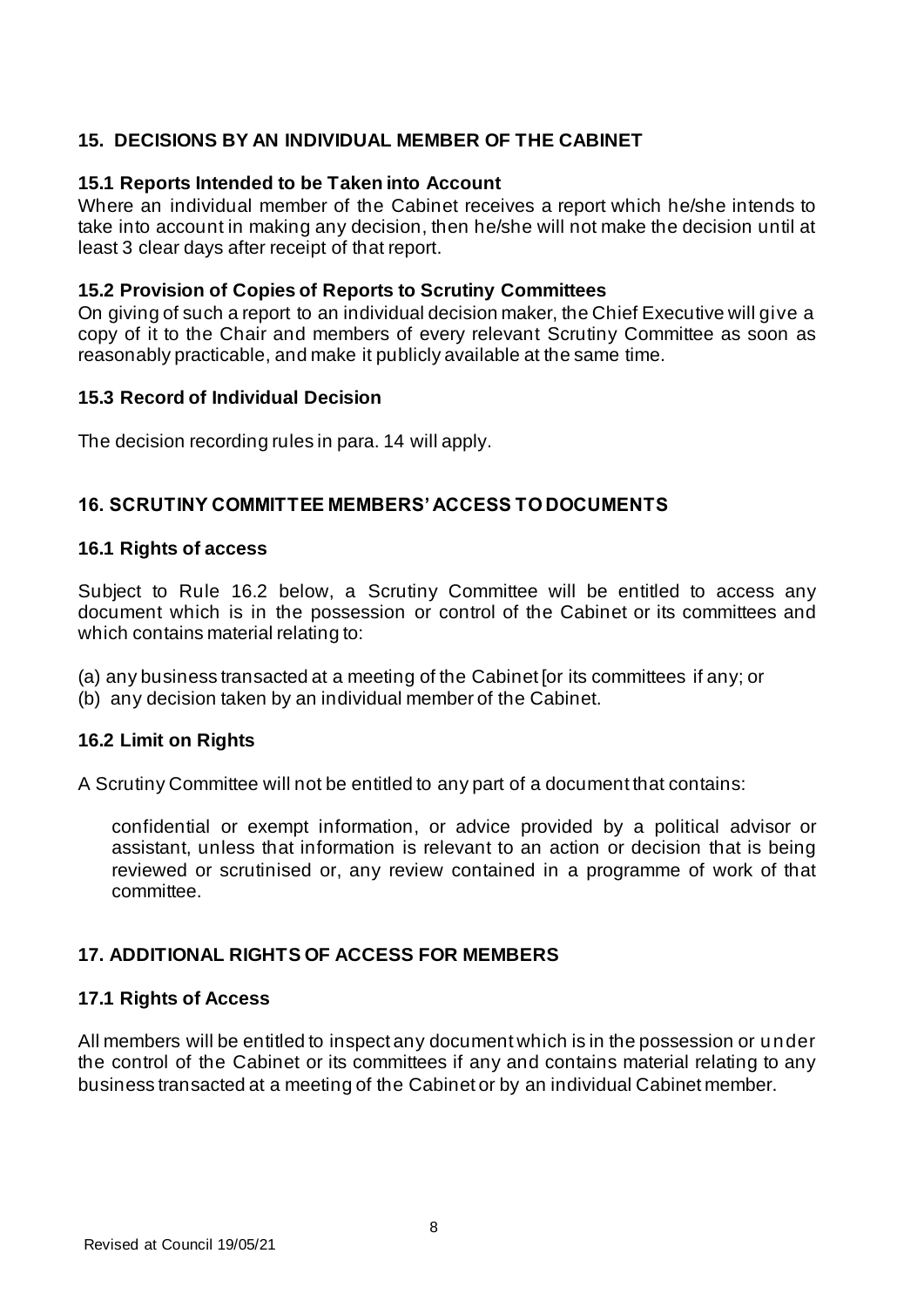## 15. DECISIONS BY AN INDIVIDUAL MEMBER OF THE CABINET

### 15.1 Reports Intended to be Taken into Account

Where an individual member of the Cabinet receives a report which he/she intends to take into account in making any decision, then he/she will not make the decision until at least 3 clear days after receipt of that report.

### 15.2 Provision of Copies of Reports to Scrutiny Committees

On giving of such a report to an individual decision maker, the Chief Executive will give a copy of it to the Chair and members of every relevant Scrutiny Committee as soon as reasonably practicable, and make it publicly available at the same time.

### 15.3 Record of Individual Decision

The decision recording rules in para. 14 will apply.

## 16. SCRUTINY COMMITTEE MEMBERS' ACCESS TO DOCUMENTS

### 16.1 Rights of access

Subject to Rule 16.2 below, a Scrutiny Committee will be entitled to access any document which is in the possession or control of the Cabinet or its committees and which contains material relating to:

(a) any business transacted at a meeting of the Cabinet [or its committees if any; or
(b) any decision taken by an individual member of the Cabinet.

### 16.2 Limit on Rights

A Scrutiny Committee will not be entitled to any part of a document that contains:

confidential or exempt information, or advice provided by a political advisor or assistant, unless that information is relevant to an action or decision that is being reviewed or scrutinised or, any review contained in a programme of work of that committee.

## 17. ADDITIONAL RIGHTS OF ACCESS FOR MEMBERS

### 17.1 Rights of Access

All members will be entitled to inspect any document which is in the possession or under the control of the Cabinet or its committees if any and contains material relating to any business transacted at a meeting of the Cabinet or by an individual Cabinet member.

Revised at Council 19/05/21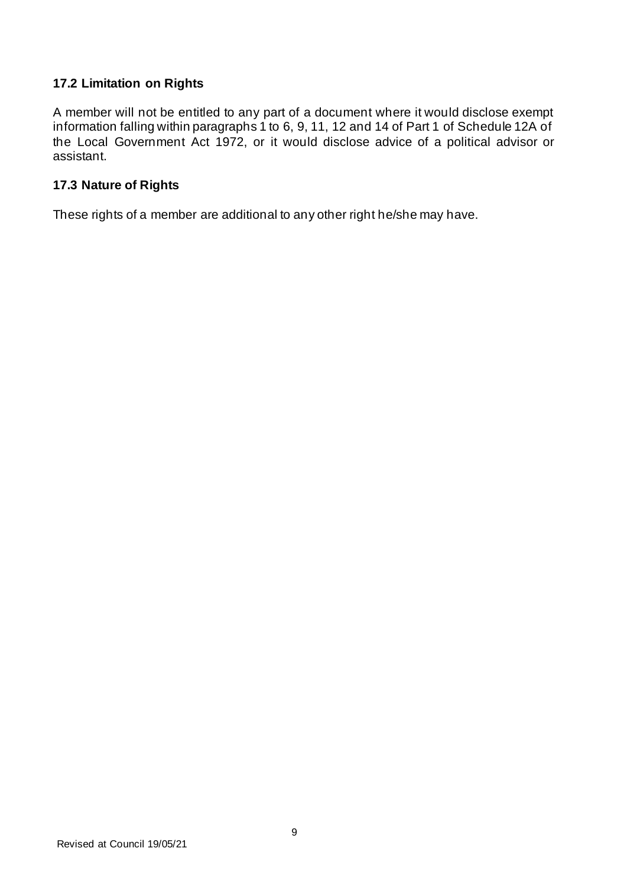### 17.2 Limitation on Rights

A member will not be entitled to any part of a document where it would disclose exempt information falling within paragraphs 1 to 6, 9, 11, 12 and 14 of Part 1 of Schedule 12A of the Local Government Act 1972, or it would disclose advice of a political advisor or assistant.

### 17.3 Nature of Rights

These rights of a member are additional to any other right he/she may have.